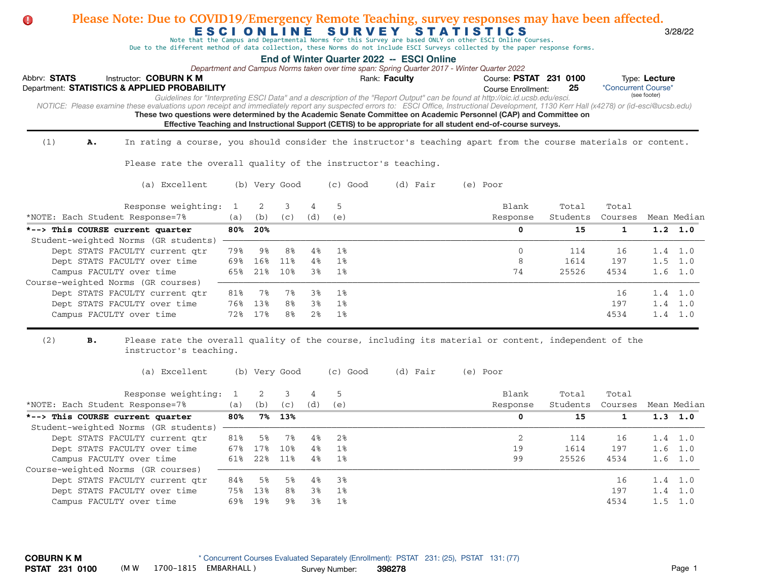**Please Note: Due to COVID19/Emergency Remote Teaching, survey responses may have been affected.**

# E S C I O N L I N E S U R V E Y S T A T I S T I C S

3/28/22

Note that the Campus and Departmental Norms for this Survey are based ONLY on other ESCI Online Courses.
Due to the different method of data collection, these Norms do not include ESCI Surveys collected by the paper response forms.

## End of Winter Quarter 2022 -- ESCI Online

*Department and Campus Norms taken over time span: Spring Quarter 2017 - Winter Quarter 2022*

Abbrv: **STATS** Instructor: **COBURN K M** Rank: **Faculty** Course: **PSTAT 231 0100** Type: **Lecture**

Department: **STATISTICS & APPLIED PROBABILITY** Course Enrollment: **25** *Concurrent Course* (see footer)

*Guidelines for "Interpreting ESCI Data" and a description of the "Report Output" can be found at http://oic.id.ucsb.edu/esci.*

*NOTICE: Please examine these evaluations upon receipt and immediately report any suspected errors to: ESCI Office, Instructional Development, 1130 Kerr Hall (x4278) or (id-esci@ucsb.edu)*

**These two questions were determined by the Academic Senate Committee on Academic Personnel (CAP) and Committee on Effective Teaching and Instructional Support (CETIS) to be appropriate for all student end-of-course surveys.**

---

(1) **A.** In rating a course, you should consider the instructor's teaching apart from the course materials or content.

Please rate the overall quality of the instructor's teaching.

(a) Excellent (b) Very Good (c) Good (d) Fair (e) Poor

| Response weighting: *NOTE: Each Student Response=7% | 1 (a) | 2 (b) | 3 (c) | 4 (d) | 5 (e) | Blank Response | Total Students | Total Courses | Mean | Median |
|---|---|---|---|---|---|---|---|---|---|---|
| ***--> This COURSE current quarter** | **80%** | **20%** | | | | **0** | **15** | **1** | **1.2** | **1.0** |
| Student-weighted Norms (GR students) | | | | | | | | | | |
| Dept STATS FACULTY current qtr | 79% | 9% | 8% | 4% | 1% | 0 | 114 | 16 | 1.4 | 1.0 |
| Dept STATS FACULTY over time | 69% | 16% | 11% | 4% | 1% | 8 | 1614 | 197 | 1.5 | 1.0 |
| Campus FACULTY over time | 65% | 21% | 10% | 3% | 1% | 74 | 25526 | 4534 | 1.6 | 1.0 |
| Course-weighted Norms (GR courses) | | | | | | | | | | |
| Dept STATS FACULTY current qtr | 81% | 7% | 7% | 3% | 1% | | | 16 | 1.4 | 1.0 |
| Dept STATS FACULTY over time | 76% | 13% | 8% | 3% | 1% | | | 197 | 1.4 | 1.0 |
| Campus FACULTY over time | 72% | 17% | 8% | 2% | 1% | | | 4534 | 1.4 | 1.0 |

---

(2) **B.** Please rate the overall quality of the course, including its material or content, independent of the instructor's teaching.

(a) Excellent (b) Very Good (c) Good (d) Fair (e) Poor

| Response weighting: *NOTE: Each Student Response=7% | 1 (a) | 2 (b) | 3 (c) | 4 (d) | 5 (e) | Blank Response | Total Students | Total Courses | Mean | Median |
|---|---|---|---|---|---|---|---|---|---|---|
| ***--> This COURSE current quarter** | **80%** | **7%** | **13%** | | | **0** | **15** | **1** | **1.3** | **1.0** |
| Student-weighted Norms (GR students) | | | | | | | | | | |
| Dept STATS FACULTY current qtr | 81% | 5% | 7% | 4% | 2% | 2 | 114 | 16 | 1.4 | 1.0 |
| Dept STATS FACULTY over time | 67% | 17% | 10% | 4% | 1% | 19 | 1614 | 197 | 1.6 | 1.0 |
| Campus FACULTY over time | 61% | 22% | 11% | 4% | 1% | 99 | 25526 | 4534 | 1.6 | 1.0 |
| Course-weighted Norms (GR courses) | | | | | | | | | | |
| Dept STATS FACULTY current qtr | 84% | 5% | 5% | 4% | 3% | | | 16 | 1.4 | 1.0 |
| Dept STATS FACULTY over time | 75% | 13% | 8% | 3% | 1% | | | 197 | 1.4 | 1.0 |
| Campus FACULTY over time | 69% | 19% | 9% | 3% | 1% | | | 4534 | 1.5 | 1.0 |

**COBURN K M**
**PSTAT 231 0100** (M W 1700-1815 EMBARHALL )

* Concurrent Courses Evaluated Separately (Enrollment): PSTAT 231: (25), PSTAT 131: (77)

Survey Number: **398278**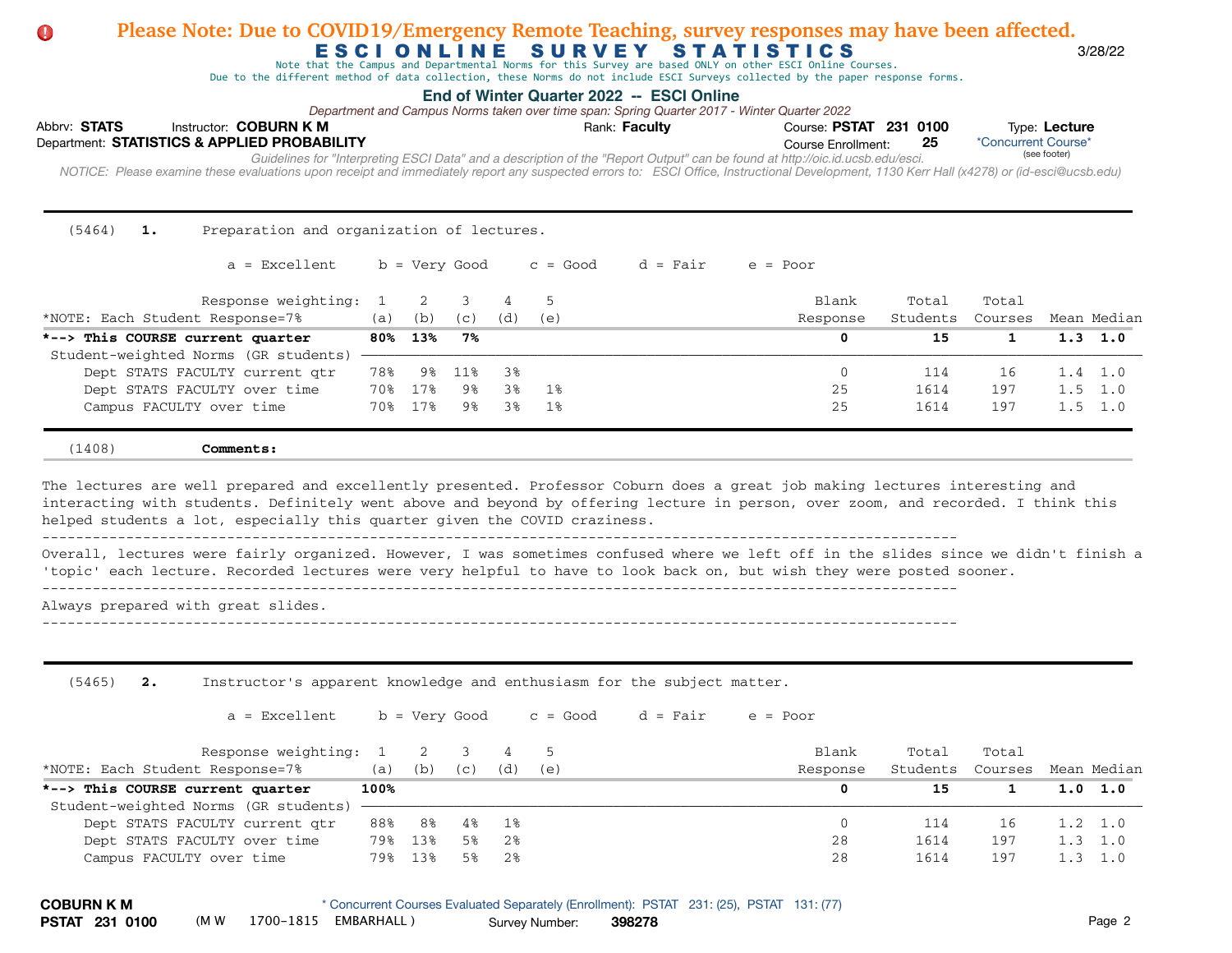**Please Note: Due to COVID19/Emergency Remote Teaching, survey responses may have been affected.**

# ESCI ONLINE SURVEY STATISTICS

3/28/22

Note that the Campus and Departmental Norms for this Survey are based ONLY on other ESCI Online Courses.
Due to the different method of data collection, these Norms do not include ESCI Surveys collected by the paper response forms.

## End of Winter Quarter 2022 -- ESCI Online

*Department and Campus Norms taken over time span: Spring Quarter 2017 - Winter Quarter 2022*

Abbrv: **STATS** Instructor: **COBURN K M** Rank: **Faculty** Course: **PSTAT 231 0100** Type: **Lecture**
Department: **STATISTICS & APPLIED PROBABILITY** Course Enrollment: **25** *Concurrent Course* (see footer)

*Guidelines for "Interpreting ESCI Data" and a description of the "Report Output" can be found at http://oic.id.ucsb.edu/esci.*
*NOTICE: Please examine these evaluations upon receipt and immediately report any suspected errors to: ESCI Office, Instructional Development, 1130 Kerr Hall (x4278) or (id-esci@ucsb.edu)*

---

(5464) **1.** Preparation and organization of lectures.

a = Excellent b = Very Good c = Good d = Fair e = Poor

| Response weighting: | 1 (a) | 2 (b) | 3 (c) | 4 (d) | 5 (e) | Blank Response | Total Students | Total Courses | Mean | Median |
|---|---|---|---|---|---|---|---|---|---|---|
| *NOTE: Each Student Response=7% | | | | | | | | | | |
| ***--> This COURSE current quarter** | **80%** | **13%** | **7%** | | | **0** | **15** | **1** | **1.3** | **1.0** |
| Student-weighted Norms (GR students) | | | | | | | | | | |
| Dept STATS FACULTY current qtr | 78% | 9% | 11% | 3% | | 0 | 114 | 16 | 1.4 | 1.0 |
| Dept STATS FACULTY over time | 70% | 17% | 9% | 3% | 1% | 25 | 1614 | 197 | 1.5 | 1.0 |
| Campus FACULTY over time | 70% | 17% | 9% | 3% | 1% | 25 | 1614 | 197 | 1.5 | 1.0 |

(1408) **Comments:**

The lectures are well prepared and excellently presented. Professor Coburn does a great job making lectures interesting and interacting with students. Definitely went above and beyond by offering lecture in person, over zoom, and recorded. I think this helped students a lot, especially this quarter given the COVID craziness.

---

Overall, lectures were fairly organized. However, I was sometimes confused where we left off in the slides since we didn't finish a 'topic' each lecture. Recorded lectures were very helpful to have to look back on, but wish they were posted sooner.

---

Always prepared with great slides.

---

(5465) **2.** Instructor's apparent knowledge and enthusiasm for the subject matter.

a = Excellent b = Very Good c = Good d = Fair e = Poor

| Response weighting: | 1 (a) | 2 (b) | 3 (c) | 4 (d) | 5 (e) | Blank Response | Total Students | Total Courses | Mean | Median |
|---|---|---|---|---|---|---|---|---|---|---|
| *NOTE: Each Student Response=7% | | | | | | | | | | |
| ***--> This COURSE current quarter** | **100%** | | | | | **0** | **15** | **1** | **1.0** | **1.0** |
| Student-weighted Norms (GR students) | | | | | | | | | | |
| Dept STATS FACULTY current qtr | 88% | 8% | 4% | 1% | | 0 | 114 | 16 | 1.2 | 1.0 |
| Dept STATS FACULTY over time | 79% | 13% | 5% | 2% | | 28 | 1614 | 197 | 1.3 | 1.0 |
| Campus FACULTY over time | 79% | 13% | 5% | 2% | | 28 | 1614 | 197 | 1.3 | 1.0 |

**COBURN K M**
**PSTAT 231 0100** (M W 1700-1815 EMBARHALL ) * Concurrent Courses Evaluated Separately (Enrollment): PSTAT 231: (25), PSTAT 131: (77)
Survey Number: **398278**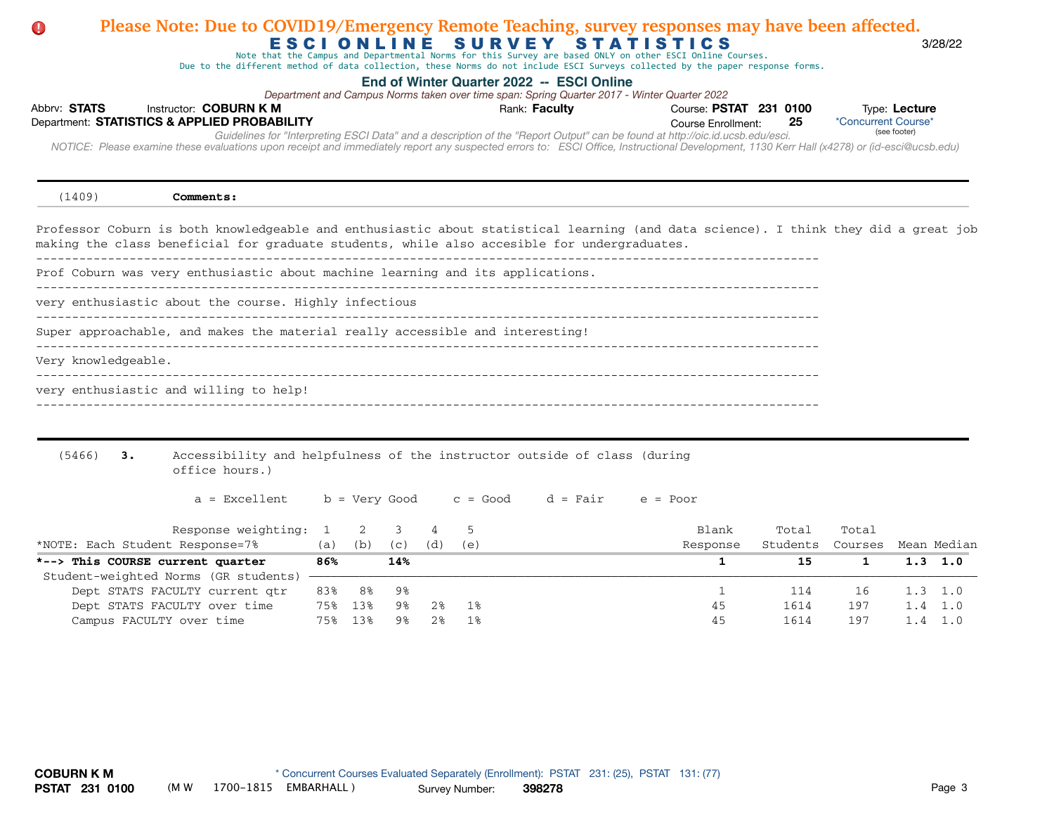**Please Note: Due to COVID19/Emergency Remote Teaching, survey responses may have been affected.**

# ESCI ONLINE SURVEY STATISTICS

3/28/22

Note that the Campus and Departmental Norms for this Survey are based ONLY on other ESCI Online Courses.
Due to the different method of data collection, these Norms do not include ESCI Surveys collected by the paper response forms.

**End of Winter Quarter 2022 -- ESCI Online**

*Department and Campus Norms taken over time span: Spring Quarter 2017 - Winter Quarter 2022*

Abbrv: **STATS** Instructor: **COBURN K M** Rank: **Faculty** Course: **PSTAT 231 0100** Type: **Lecture**

Department: **STATISTICS & APPLIED PROBABILITY** Course Enrollment: **25** *Concurrent Course* (see footer)

*Guidelines for "Interpreting ESCI Data" and a description of the "Report Output" can be found at http://oic.id.ucsb.edu/esci.*

*NOTICE: Please examine these evaluations upon receipt and immediately report any suspected errors to: ESCI Office, Instructional Development, 1130 Kerr Hall (x4278) or (id-esci@ucsb.edu)*

---

(1409) **Comments:**

Professor Coburn is both knowledgeable and enthusiastic about statistical learning (and data science). I think they did a great job making the class beneficial for graduate students, while also accesible for undergraduates.

---

Prof Coburn was very enthusiastic about machine learning and its applications.

---

very enthusiastic about the course. Highly infectious

---

Super approachable, and makes the material really accessible and interesting!

---

Very knowledgeable.

---

very enthusiastic and willing to help!

---

(5466) **3.** Accessibility and helpfulness of the instructor outside of class (during office hours.)

a = Excellent b = Very Good c = Good d = Fair e = Poor

| Response weighting: | 1 | 2 | 3 | 4 | 5 | Blank | Total | Total | | |
|---|---|---|---|---|---|---|---|---|---|---|
| *NOTE: Each Student Response=7% | (a) | (b) | (c) | (d) | (e) | Response | Students | Courses | Mean | Median |
| ***--> This COURSE current quarter** | **86%** | | **14%** | | | **1** | **15** | **1** | **1.3** | **1.0** |
| Student-weighted Norms (GR students) | | | | | | | | | | |
| Dept STATS FACULTY current qtr | 83% | 8% | 9% | | | 1 | 114 | 16 | 1.3 | 1.0 |
| Dept STATS FACULTY over time | 75% | 13% | 9% | 2% | 1% | 45 | 1614 | 197 | 1.4 | 1.0 |
| Campus FACULTY over time | 75% | 13% | 9% | 2% | 1% | 45 | 1614 | 197 | 1.4 | 1.0 |

**COBURN K M**
**PSTAT 231 0100** (M W 1700-1815 EMBARHALL ) * Concurrent Courses Evaluated Separately (Enrollment): PSTAT 231: (25), PSTAT 131: (77) Survey Number: **398278**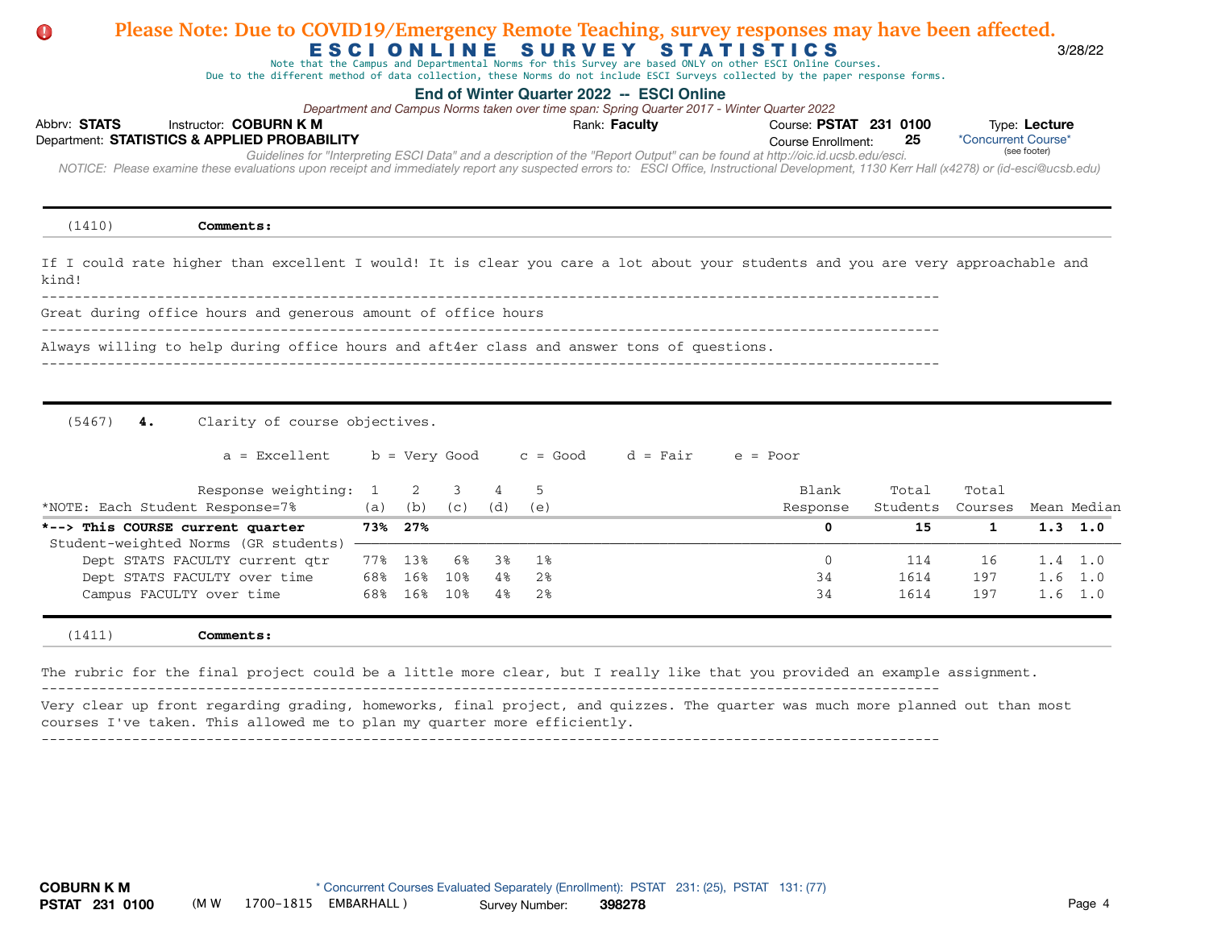**Please Note: Due to COVID19/Emergency Remote Teaching, survey responses may have been affected.**

# ESCI ONLINE SURVEY STATISTICS

3/28/22

Note that the Campus and Departmental Norms for this Survey are based ONLY on other ESCI Online Courses.
Due to the different method of data collection, these Norms do not include ESCI Surveys collected by the paper response forms.

**End of Winter Quarter 2022 -- ESCI Online**

*Department and Campus Norms taken over time span: Spring Quarter 2017 - Winter Quarter 2022*

Abbrv: **STATS** Instructor: **COBURN K M** Rank: **Faculty** Course: **PSTAT 231 0100** Type: **Lecture**

Department: **STATISTICS & APPLIED PROBABILITY** Course Enrollment: **25** *Concurrent Course* (see footer)

*Guidelines for "Interpreting ESCI Data" and a description of the "Report Output" can be found at http://oic.id.ucsb.edu/esci.*

*NOTICE: Please examine these evaluations upon receipt and immediately report any suspected errors to: ESCI Office, Instructional Development, 1130 Kerr Hall (x4278) or (id-esci@ucsb.edu)*

---

(1410) **Comments:**

If I could rate higher than excellent I would! It is clear you care a lot about your students and you are very approachable and kind!

---

Great during office hours and generous amount of office hours

---

Always willing to help during office hours and aft4er class and answer tons of questions.

---

(5467) **4.** Clarity of course objectives.

a = Excellent b = Very Good c = Good d = Fair e = Poor

| Response weighting: | 1 | 2 | 3 | 4 | 5 | Blank | Total | Total | | |
|---|---|---|---|---|---|---|---|---|---|---|
| *NOTE: Each Student Response=7% | (a) | (b) | (c) | (d) | (e) | Response | Students | Courses | Mean | Median |
| **\*--> This COURSE current quarter** | **73%** | **27%** | | | | **0** | **15** | **1** | **1.3** | **1.0** |
| Student-weighted Norms (GR students) | | | | | | | | | | |
| Dept STATS FACULTY current qtr | 77% | 13% | 6% | 3% | 1% | 0 | 114 | 16 | 1.4 | 1.0 |
| Dept STATS FACULTY over time | 68% | 16% | 10% | 4% | 2% | 34 | 1614 | 197 | 1.6 | 1.0 |
| Campus FACULTY over time | 68% | 16% | 10% | 4% | 2% | 34 | 1614 | 197 | 1.6 | 1.0 |

(1411) **Comments:**

The rubric for the final project could be a little more clear, but I really like that you provided an example assignment.

---

Very clear up front regarding grading, homeworks, final project, and quizzes. The quarter was much more planned out than most courses I've taken. This allowed me to plan my quarter more efficiently.

---

**COBURN K M**
**PSTAT 231 0100** (M W 1700-1815 EMBARHALL ) * Concurrent Courses Evaluated Separately (Enrollment): PSTAT 231: (25), PSTAT 131: (77) Survey Number: **398278**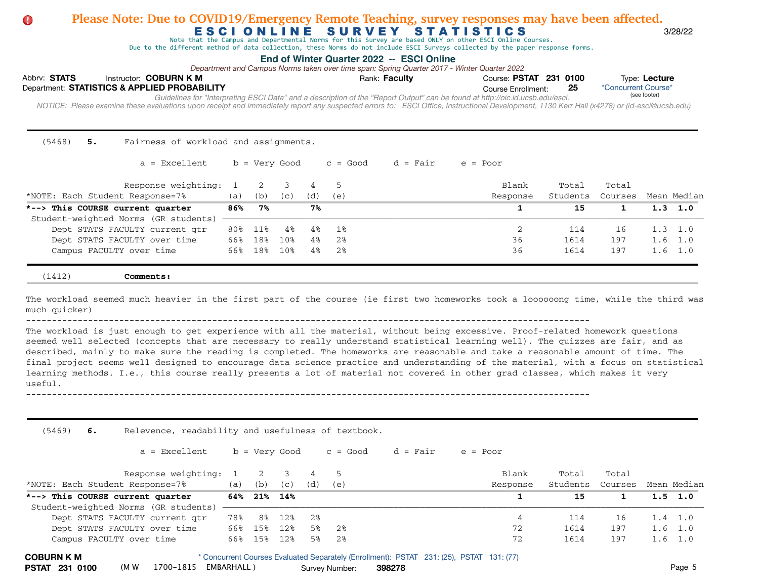Please Note: Due to COVID19/Emergency Remote Teaching, survey responses may have been affected.

# ESCI ONLINE SURVEY STATISTICS

3/28/22

Note that the Campus and Departmental Norms for this Survey are based ONLY on other ESCI Online Courses.
Due to the different method of data collection, these Norms do not include ESCI Surveys collected by the paper response forms.

## End of Winter Quarter 2022 -- ESCI Online

*Department and Campus Norms taken over time span: Spring Quarter 2017 - Winter Quarter 2022*

Abbrv: **STATS** Instructor: **COBURN K M** Rank: **Faculty** Course: **PSTAT 231 0100** Type: **Lecture**
Department: **STATISTICS & APPLIED PROBABILITY** Course Enrollment: **25** *Concurrent Course* (see footer)

*Guidelines for "Interpreting ESCI Data" and a description of the "Report Output" can be found at http://oic.id.ucsb.edu/esci.*
*NOTICE: Please examine these evaluations upon receipt and immediately report any suspected errors to: ESCI Office, Instructional Development, 1130 Kerr Hall (x4278) or (id-esci@ucsb.edu)*

---

(5468) **5.** Fairness of workload and assignments.

a = Excellent b = Very Good c = Good d = Fair e = Poor

| Response weighting: | 1 (a) | 2 (b) | 3 (c) | 4 (d) | 5 (e) | Blank Response | Total Students | Total Courses | Mean | Median |
|---|---|---|---|---|---|---|---|---|---|---|
| ***--> This COURSE current quarter** | **86%** | **7%** | | **7%** | | **1** | **15** | **1** | **1.3** | **1.0** |
| Student-weighted Norms (GR students) | | | | | | | | | | |
| Dept STATS FACULTY current qtr | 80% | 11% | 4% | 4% | 1% | 2 | 114 | 16 | 1.3 | 1.0 |
| Dept STATS FACULTY over time | 66% | 18% | 10% | 4% | 2% | 36 | 1614 | 197 | 1.6 | 1.0 |
| Campus FACULTY over time | 66% | 18% | 10% | 4% | 2% | 36 | 1614 | 197 | 1.6 | 1.0 |

*NOTE: Each Student Response=7%

(1412) **Comments:**

The workload seemed much heavier in the first part of the course (ie first two homeworks took a loooooong time, while the third was much quicker)

---

The workload is just enough to get experience with all the material, without being excessive. Proof-related homework questions seemed well selected (concepts that are necessary to really understand statistical learning well). The quizzes are fair, and as described, mainly to make sure the reading is completed. The homeworks are reasonable and take a reasonable amount of time. The final project seems well designed to encourage data science practice and understanding of the material, with a focus on statistical learning methods. I.e., this course really presents a lot of material not covered in other grad classes, which makes it very useful.

---

(5469) **6.** Relevence, readability and usefulness of textbook.

a = Excellent b = Very Good c = Good d = Fair e = Poor

| Response weighting: | 1 (a) | 2 (b) | 3 (c) | 4 (d) | 5 (e) | Blank Response | Total Students | Total Courses | Mean | Median |
|---|---|---|---|---|---|---|---|---|---|---|
| ***--> This COURSE current quarter** | **64%** | **21%** | **14%** | | | **1** | **15** | **1** | **1.5** | **1.0** |
| Student-weighted Norms (GR students) | | | | | | | | | | |
| Dept STATS FACULTY current qtr | 78% | 8% | 12% | 2% | | 4 | 114 | 16 | 1.4 | 1.0 |
| Dept STATS FACULTY over time | 66% | 15% | 12% | 5% | 2% | 72 | 1614 | 197 | 1.6 | 1.0 |
| Campus FACULTY over time | 66% | 15% | 12% | 5% | 2% | 72 | 1614 | 197 | 1.6 | 1.0 |

*NOTE: Each Student Response=7%

**COBURN K M**
**PSTAT 231 0100** (M W 1700-1815 EMBARHALL) Survey Number: **398278**

* Concurrent Courses Evaluated Separately (Enrollment): PSTAT 231: (25), PSTAT 131: (77)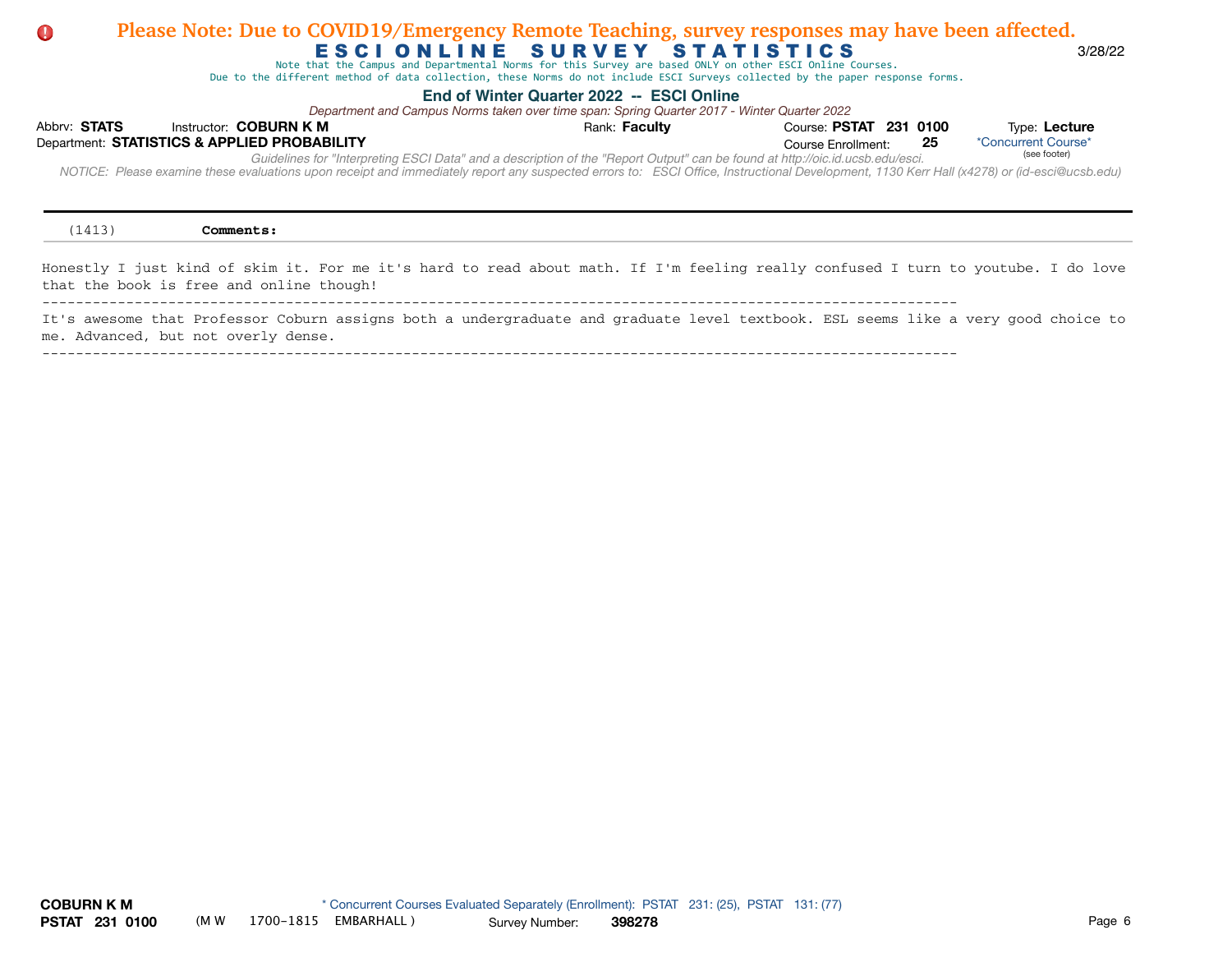Please Note: Due to COVID19/Emergency Remote Teaching, survey responses may have been affected.

# ESCI ONLINE SURVEY STATISTICS

3/28/22

Note that the Campus and Departmental Norms for this Survey are based ONLY on other ESCI Online Courses.
Due to the different method of data collection, these Norms do not include ESCI Surveys collected by the paper response forms.

**End of Winter Quarter 2022 -- ESCI Online**

*Department and Campus Norms taken over time span: Spring Quarter 2017 - Winter Quarter 2022*

Abbrv: **STATS** Instructor: **COBURN K M** Rank: **Faculty** Course: **PSTAT 231 0100** Type: **Lecture**

Department: **STATISTICS & APPLIED PROBABILITY** Course Enrollment: **25** *Concurrent Course* (see footer)

*Guidelines for "Interpreting ESCI Data" and a description of the "Report Output" can be found at http://oic.id.ucsb.edu/esci.*

*NOTICE: Please examine these evaluations upon receipt and immediately report any suspected errors to: ESCI Office, Instructional Development, 1130 Kerr Hall (x4278) or (id-esci@ucsb.edu)*

---

(1413) **Comments:**

Honestly I just kind of skim it. For me it's hard to read about math. If I'm feeling really confused I turn to youtube. I do love that the book is free and online though!

---

It's awesome that Professor Coburn assigns both a undergraduate and graduate level textbook. ESL seems like a very good choice to me. Advanced, but not overly dense.

---

**COBURN K M**
**PSTAT 231 0100** (M W 1700-1815 EMBARHALL ) * Concurrent Courses Evaluated Separately (Enrollment): PSTAT 231: (25), PSTAT 131: (77) Survey Number: **398278**